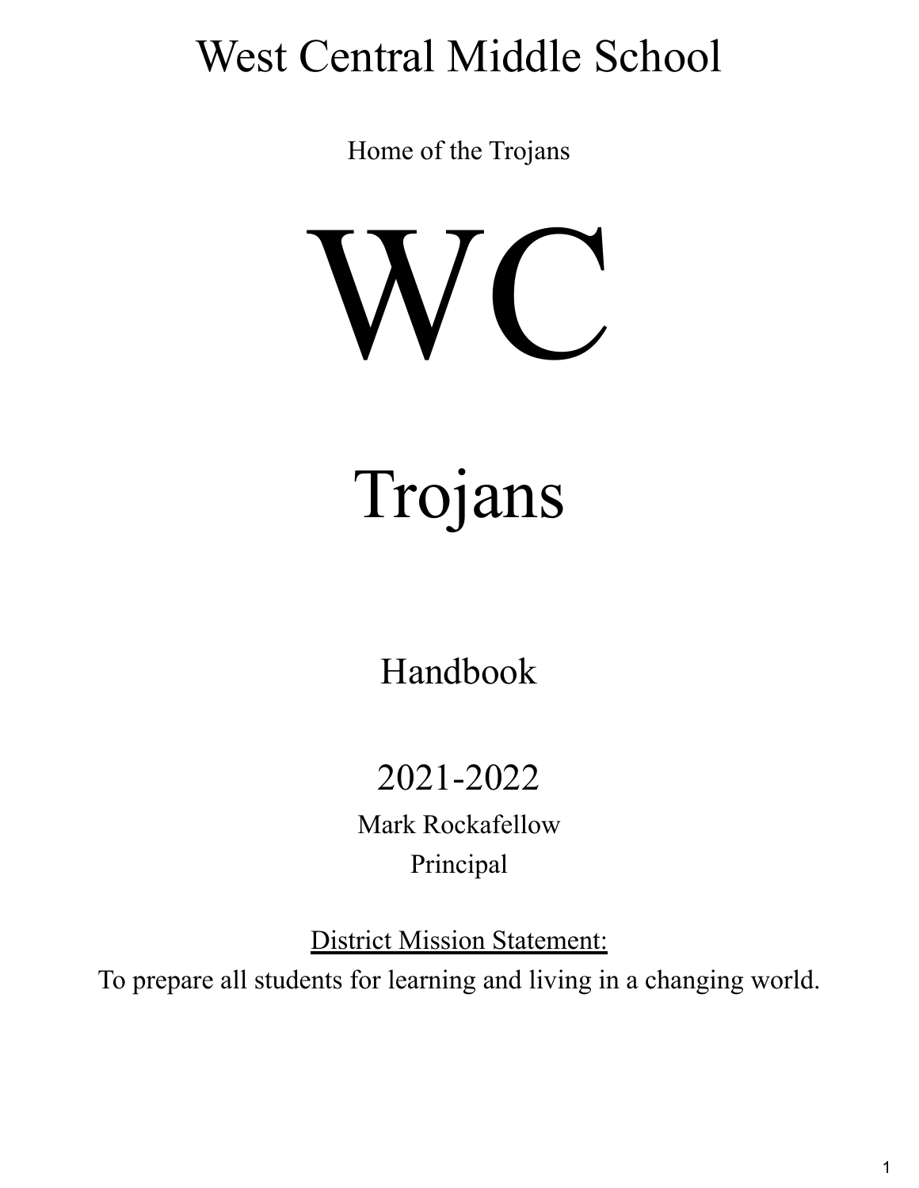# West Central Middle School

Home of the Trojans

# WC

# Trojans

## Handbook

## 2021-2022

Mark Rockafellow
Principal

<u>District Mission Statement:</u>

To prepare all students for learning and living in a changing world.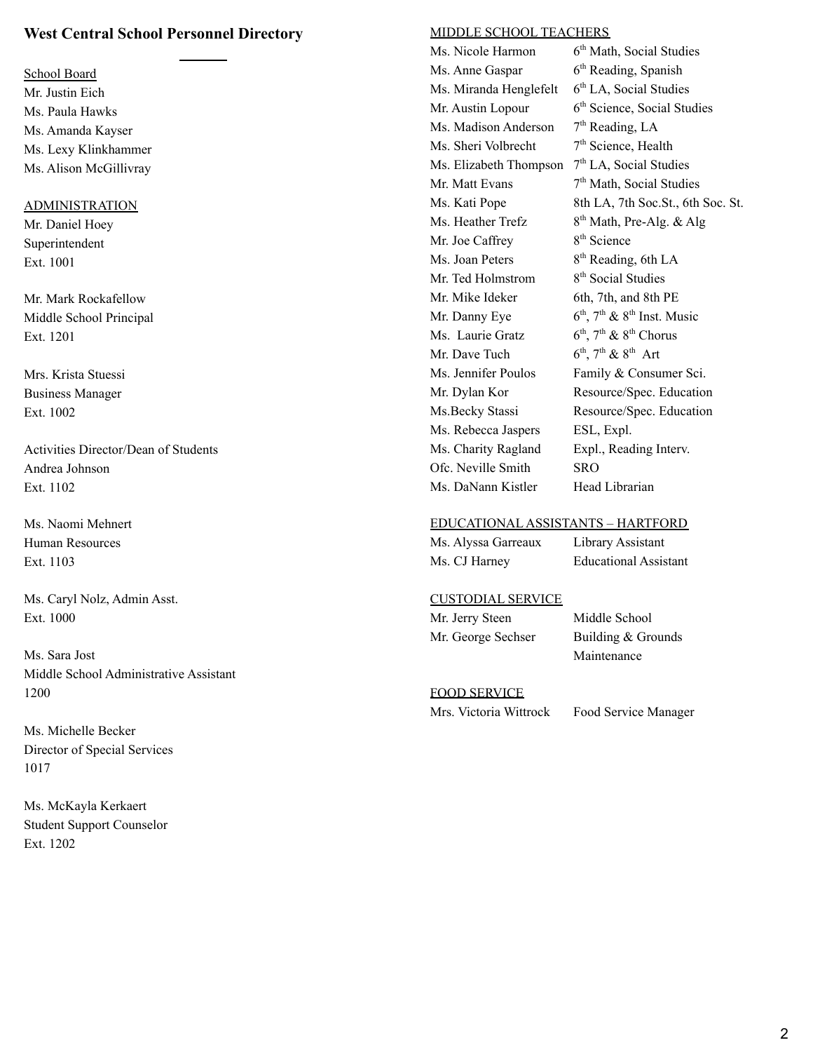# West Central School Personnel Directory

School Board

Mr. Justin Eich
Ms. Paula Hawks
Ms. Amanda Kayser
Ms. Lexy Klinkhammer
Ms. Alison McGillivray

ADMINISTRATION

Mr. Daniel Hoey
Superintendent
Ext. 1001

Mr. Mark Rockafellow
Middle School Principal
Ext. 1201

Mrs. Krista Stuessi
Business Manager
Ext. 1002

Activities Director/Dean of Students
Andrea Johnson
Ext. 1102

Ms. Naomi Mehnert
Human Resources
Ext. 1103

Ms. Caryl Nolz, Admin Asst.
Ext. 1000

Ms. Sara Jost
Middle School Administrative Assistant
1200

Ms. Michelle Becker
Director of Special Services
1017

Ms. McKayla Kerkaert
Student Support Counselor
Ext. 1202

MIDDLE SCHOOL TEACHERS

| | |
|---|---|
| Ms. Nicole Harmon | 6th Math, Social Studies |
| Ms. Anne Gaspar | 6th Reading, Spanish |
| Ms. Miranda Henglefelt | 6th LA, Social Studies |
| Mr. Austin Lopour | 6th Science, Social Studies |
| Ms. Madison Anderson | 7th Reading, LA |
| Ms. Sheri Volbrecht | 7th Science, Health |
| Ms. Elizabeth Thompson | 7th LA, Social Studies |
| Mr. Matt Evans | 7th Math, Social Studies |
| Ms. Kati Pope | 8th LA, 7th Soc.St., 6th Soc. St. |
| Ms. Heather Trefz | 8th Math, Pre-Alg. & Alg |
| Mr. Joe Caffrey | 8th Science |
| Ms. Joan Peters | 8th Reading, 6th LA |
| Mr. Ted Holmstrom | 8th Social Studies |
| Mr. Mike Ideker | 6th, 7th, and 8th PE |
| Mr. Danny Eye | 6th, 7th & 8th Inst. Music |
| Ms. Laurie Gratz | 6th, 7th & 8th Chorus |
| Mr. Dave Tuch | 6th, 7th & 8th Art |
| Ms. Jennifer Poulos | Family & Consumer Sci. |
| Mr. Dylan Kor | Resource/Spec. Education |
| Ms.Becky Stassi | Resource/Spec. Education |
| Ms. Rebecca Jaspers | ESL, Expl. |
| Ms. Charity Ragland | Expl., Reading Interv. |
| Ofc. Neville Smith | SRO |
| Ms. DaNann Kistler | Head Librarian |

EDUCATIONAL ASSISTANTS – HARTFORD

| | |
|---|---|
| Ms. Alyssa Garreaux | Library Assistant |
| Ms. CJ Harney | Educational Assistant |

CUSTODIAL SERVICE

| | |
|---|---|
| Mr. Jerry Steen | Middle School |
| Mr. George Sechser | Building & Grounds Maintenance |

FOOD SERVICE

| | |
|---|---|
| Mrs. Victoria Wittrock | Food Service Manager |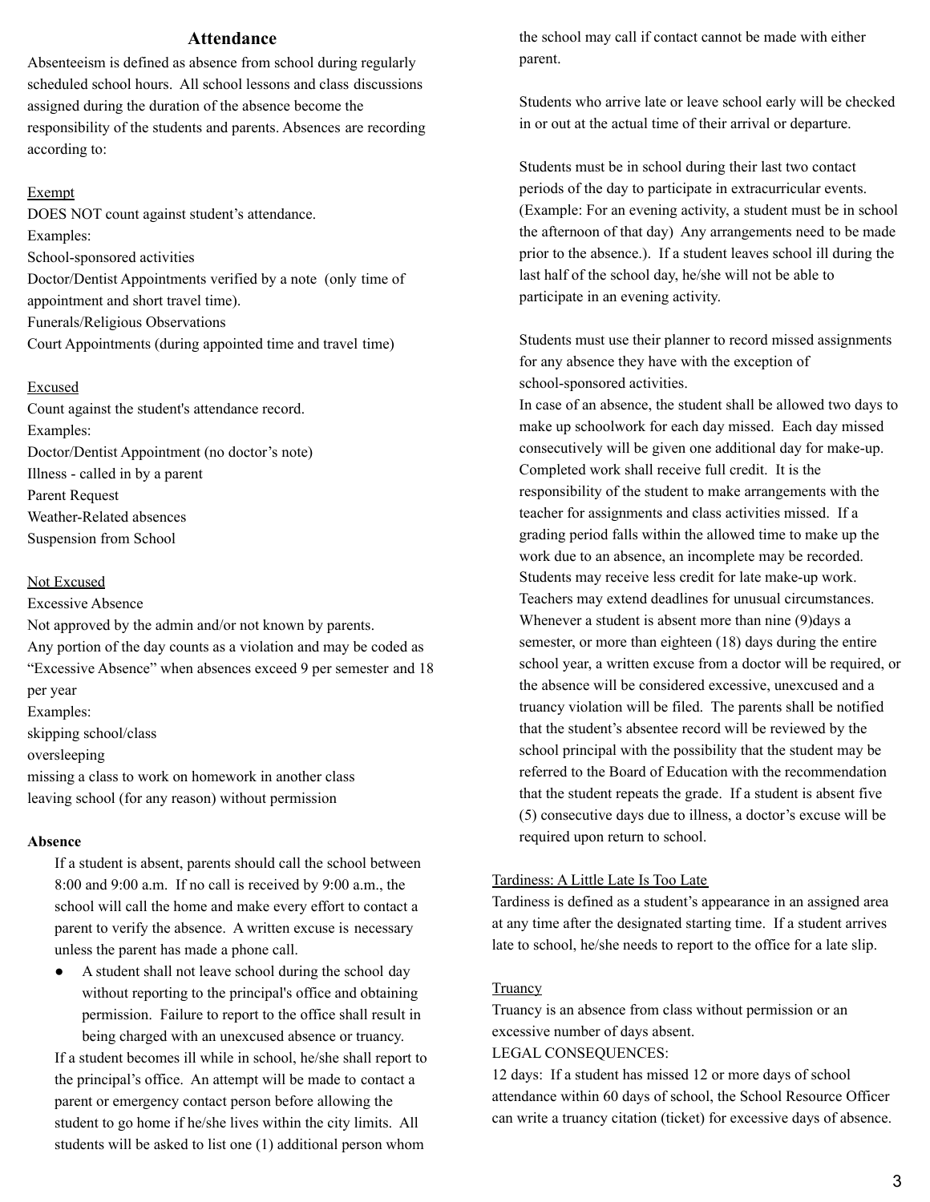# Attendance

Absenteeism is defined as absence from school during regularly scheduled school hours. All school lessons and class discussions assigned during the duration of the absence become the responsibility of the students and parents. Absences are recording according to:

<u>Exempt</u>

DOES NOT count against student's attendance.

Examples:

School-sponsored activities

Doctor/Dentist Appointments verified by a note (only time of appointment and short travel time).

Funerals/Religious Observations

Court Appointments (during appointed time and travel time)

<u>Excused</u>

Count against the student's attendance record.

Examples:

Doctor/Dentist Appointment (no doctor's note)

Illness - called in by a parent

Parent Request

Weather-Related absences

Suspension from School

<u>Not Excused</u>

Excessive Absence

Not approved by the admin and/or not known by parents.

Any portion of the day counts as a violation and may be coded as "Excessive Absence" when absences exceed 9 per semester and 18 per year

Examples:

skipping school/class

oversleeping

missing a class to work on homework in another class

leaving school (for any reason) without permission

**Absence**

If a student is absent, parents should call the school between 8:00 and 9:00 a.m. If no call is received by 9:00 a.m., the school will call the home and make every effort to contact a parent to verify the absence. A written excuse is necessary unless the parent has made a phone call.

- A student shall not leave school during the school day without reporting to the principal's office and obtaining permission. Failure to report to the office shall result in being charged with an unexcused absence or truancy.

If a student becomes ill while in school, he/she shall report to the principal's office. An attempt will be made to contact a parent or emergency contact person before allowing the student to go home if he/she lives within the city limits. All students will be asked to list one (1) additional person whom the school may call if contact cannot be made with either parent.

Students who arrive late or leave school early will be checked in or out at the actual time of their arrival or departure.

Students must be in school during their last two contact periods of the day to participate in extracurricular events. (Example: For an evening activity, a student must be in school the afternoon of that day) Any arrangements need to be made prior to the absence.). If a student leaves school ill during the last half of the school day, he/she will not be able to participate in an evening activity.

Students must use their planner to record missed assignments for any absence they have with the exception of school-sponsored activities.

In case of an absence, the student shall be allowed two days to make up schoolwork for each day missed. Each day missed consecutively will be given one additional day for make-up. Completed work shall receive full credit. It is the responsibility of the student to make arrangements with the teacher for assignments and class activities missed. If a grading period falls within the allowed time to make up the work due to an absence, an incomplete may be recorded. Students may receive less credit for late make-up work. Teachers may extend deadlines for unusual circumstances. Whenever a student is absent more than nine (9)days a semester, or more than eighteen (18) days during the entire school year, a written excuse from a doctor will be required, or the absence will be considered excessive, unexcused and a truancy violation will be filed. The parents shall be notified that the student's absentee record will be reviewed by the school principal with the possibility that the student may be referred to the Board of Education with the recommendation that the student repeats the grade. If a student is absent five (5) consecutive days due to illness, a doctor's excuse will be required upon return to school.

<u>Tardiness: A Little Late Is Too Late</u>

Tardiness is defined as a student's appearance in an assigned area at any time after the designated starting time. If a student arrives late to school, he/she needs to report to the office for a late slip.

<u>Truancy</u>

Truancy is an absence from class without permission or an excessive number of days absent.

LEGAL CONSEQUENCES:

12 days: If a student has missed 12 or more days of school attendance within 60 days of school, the School Resource Officer can write a truancy citation (ticket) for excessive days of absence.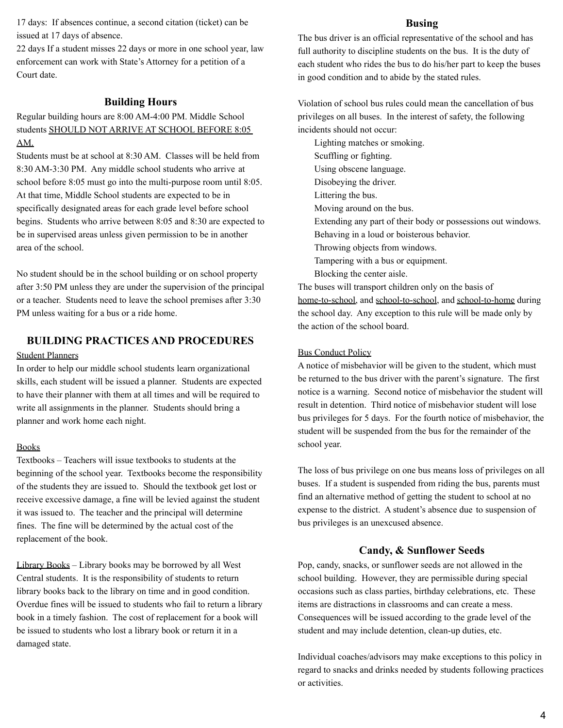17 days: If absences continue, a second citation (ticket) can be issued at 17 days of absence.
22 days If a student misses 22 days or more in one school year, law enforcement can work with State's Attorney for a petition of a Court date.

## Building Hours

Regular building hours are 8:00 AM-4:00 PM. Middle School students SHOULD NOT ARRIVE AT SCHOOL BEFORE 8:05 AM.
Students must be at school at 8:30 AM. Classes will be held from 8:30 AM-3:30 PM. Any middle school students who arrive at school before 8:05 must go into the multi-purpose room until 8:05. At that time, Middle School students are expected to be in specifically designated areas for each grade level before school begins. Students who arrive between 8:05 and 8:30 are expected to be in supervised areas unless given permission to be in another area of the school.

No student should be in the school building or on school property after 3:50 PM unless they are under the supervision of the principal or a teacher. Students need to leave the school premises after 3:30 PM unless waiting for a bus or a ride home.

## BUILDING PRACTICES AND PROCEDURES

Student Planners
In order to help our middle school students learn organizational skills, each student will be issued a planner. Students are expected to have their planner with them at all times and will be required to write all assignments in the planner. Students should bring a planner and work home each night.

Books
Textbooks – Teachers will issue textbooks to students at the beginning of the school year. Textbooks become the responsibility of the students they are issued to. Should the textbook get lost or receive excessive damage, a fine will be levied against the student it was issued to. The teacher and the principal will determine fines. The fine will be determined by the actual cost of the replacement of the book.

Library Books – Library books may be borrowed by all West Central students. It is the responsibility of students to return library books back to the library on time and in good condition. Overdue fines will be issued to students who fail to return a library book in a timely fashion. The cost of replacement for a book will be issued to students who lost a library book or return it in a damaged state.

## Busing

The bus driver is an official representative of the school and has full authority to discipline students on the bus. It is the duty of each student who rides the bus to do his/her part to keep the buses in good condition and to abide by the stated rules.

Violation of school bus rules could mean the cancellation of bus privileges on all buses. In the interest of safety, the following incidents should not occur:

- Lighting matches or smoking.
- Scuffling or fighting.
- Using obscene language.
- Disobeying the driver.
- Littering the bus.
- Moving around on the bus.
- Extending any part of their body or possessions out windows.
- Behaving in a loud or boisterous behavior.
- Throwing objects from windows.
- Tampering with a bus or equipment.
- Blocking the center aisle.

The buses will transport children only on the basis of home-to-school, and school-to-school, and school-to-home during the school day. Any exception to this rule will be made only by the action of the school board.

Bus Conduct Policy
A notice of misbehavior will be given to the student, which must be returned to the bus driver with the parent's signature. The first notice is a warning. Second notice of misbehavior the student will result in detention. Third notice of misbehavior student will lose bus privileges for 5 days. For the fourth notice of misbehavior, the student will be suspended from the bus for the remainder of the school year.

The loss of bus privilege on one bus means loss of privileges on all buses. If a student is suspended from riding the bus, parents must find an alternative method of getting the student to school at no expense to the district. A student's absence due to suspension of bus privileges is an unexcused absence.

## Candy, & Sunflower Seeds

Pop, candy, snacks, or sunflower seeds are not allowed in the school building. However, they are permissible during special occasions such as class parties, birthday celebrations, etc. These items are distractions in classrooms and can create a mess. Consequences will be issued according to the grade level of the student and may include detention, clean-up duties, etc.

Individual coaches/advisors may make exceptions to this policy in regard to snacks and drinks needed by students following practices or activities.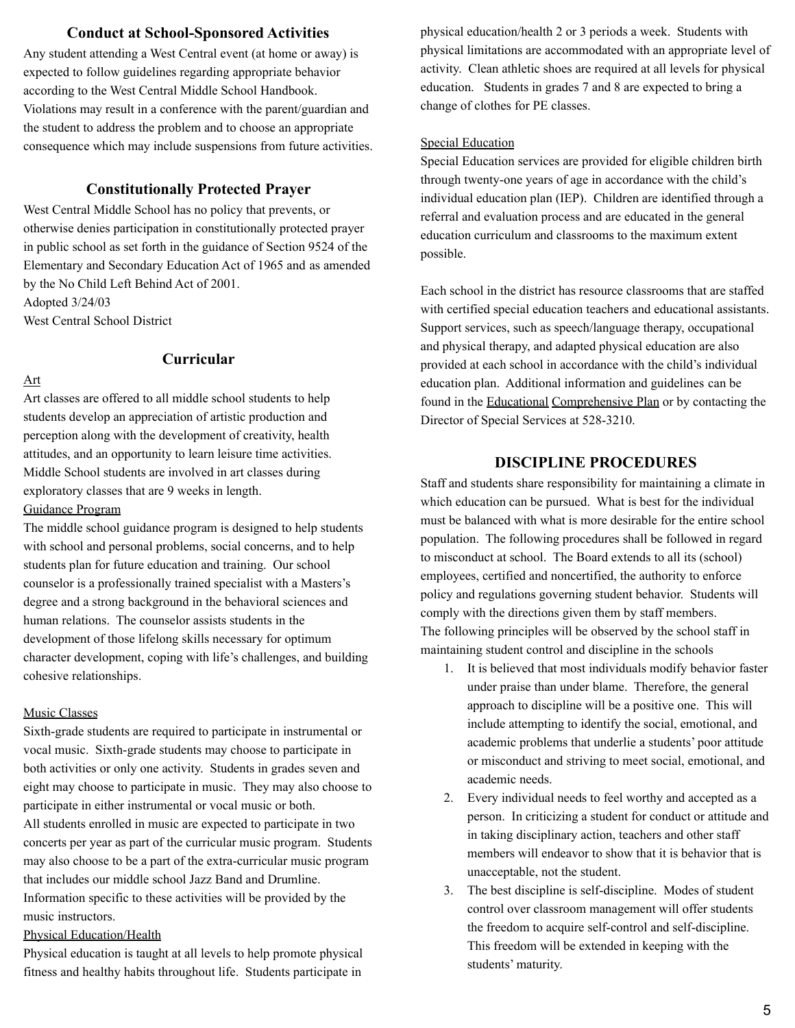## Conduct at School-Sponsored Activities

Any student attending a West Central event (at home or away) is expected to follow guidelines regarding appropriate behavior according to the West Central Middle School Handbook. Violations may result in a conference with the parent/guardian and the student to address the problem and to choose an appropriate consequence which may include suspensions from future activities.

## Constitutionally Protected Prayer

West Central Middle School has no policy that prevents, or otherwise denies participation in constitutionally protected prayer in public school as set forth in the guidance of Section 9524 of the Elementary and Secondary Education Act of 1965 and as amended by the No Child Left Behind Act of 2001.
Adopted 3/24/03
West Central School District

## Curricular

Art

Art classes are offered to all middle school students to help students develop an appreciation of artistic production and perception along with the development of creativity, health attitudes, and an opportunity to learn leisure time activities. Middle School students are involved in art classes during exploratory classes that are 9 weeks in length.

Guidance Program

The middle school guidance program is designed to help students with school and personal problems, social concerns, and to help students plan for future education and training. Our school counselor is a professionally trained specialist with a Masters's degree and a strong background in the behavioral sciences and human relations. The counselor assists students in the development of those lifelong skills necessary for optimum character development, coping with life's challenges, and building cohesive relationships.

Music Classes

Sixth-grade students are required to participate in instrumental or vocal music. Sixth-grade students may choose to participate in both activities or only one activity. Students in grades seven and eight may choose to participate in music. They may also choose to participate in either instrumental or vocal music or both.
All students enrolled in music are expected to participate in two concerts per year as part of the curricular music program. Students may also choose to be a part of the extra-curricular music program that includes our middle school Jazz Band and Drumline. Information specific to these activities will be provided by the music instructors.

Physical Education/Health

Physical education is taught at all levels to help promote physical fitness and healthy habits throughout life. Students participate in physical education/health 2 or 3 periods a week. Students with physical limitations are accommodated with an appropriate level of activity. Clean athletic shoes are required at all levels for physical education. Students in grades 7 and 8 are expected to bring a change of clothes for PE classes.

Special Education

Special Education services are provided for eligible children birth through twenty-one years of age in accordance with the child's individual education plan (IEP). Children are identified through a referral and evaluation process and are educated in the general education curriculum and classrooms to the maximum extent possible.

Each school in the district has resource classrooms that are staffed with certified special education teachers and educational assistants. Support services, such as speech/language therapy, occupational and physical therapy, and adapted physical education are also provided at each school in accordance with the child's individual education plan. Additional information and guidelines can be found in the Educational Comprehensive Plan or by contacting the Director of Special Services at 528-3210.

## DISCIPLINE PROCEDURES

Staff and students share responsibility for maintaining a climate in which education can be pursued. What is best for the individual must be balanced with what is more desirable for the entire school population. The following procedures shall be followed in regard to misconduct at school. The Board extends to all its (school) employees, certified and noncertified, the authority to enforce policy and regulations governing student behavior. Students will comply with the directions given them by staff members.
The following principles will be observed by the school staff in maintaining student control and discipline in the schools

1. It is believed that most individuals modify behavior faster under praise than under blame. Therefore, the general approach to discipline will be a positive one. This will include attempting to identify the social, emotional, and academic problems that underlie a students' poor attitude or misconduct and striving to meet social, emotional, and academic needs.
2. Every individual needs to feel worthy and accepted as a person. In criticizing a student for conduct or attitude and in taking disciplinary action, teachers and other staff members will endeavor to show that it is behavior that is unacceptable, not the student.
3. The best discipline is self-discipline. Modes of student control over classroom management will offer students the freedom to acquire self-control and self-discipline. This freedom will be extended in keeping with the students' maturity.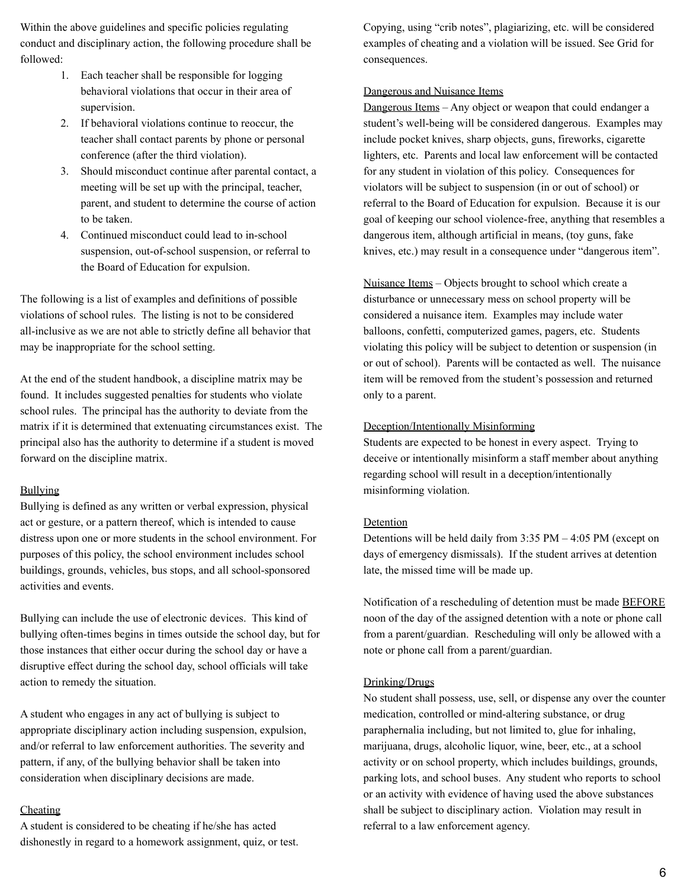Within the above guidelines and specific policies regulating conduct and disciplinary action, the following procedure shall be followed:

1. Each teacher shall be responsible for logging behavioral violations that occur in their area of supervision.
2. If behavioral violations continue to reoccur, the teacher shall contact parents by phone or personal conference (after the third violation).
3. Should misconduct continue after parental contact, a meeting will be set up with the principal, teacher, parent, and student to determine the course of action to be taken.
4. Continued misconduct could lead to in-school suspension, out-of-school suspension, or referral to the Board of Education for expulsion.

The following is a list of examples and definitions of possible violations of school rules. The listing is not to be considered all-inclusive as we are not able to strictly define all behavior that may be inappropriate for the school setting.

At the end of the student handbook, a discipline matrix may be found. It includes suggested penalties for students who violate school rules. The principal has the authority to deviate from the matrix if it is determined that extenuating circumstances exist. The principal also has the authority to determine if a student is moved forward on the discipline matrix.

<u>Bullying</u>

Bullying is defined as any written or verbal expression, physical act or gesture, or a pattern thereof, which is intended to cause distress upon one or more students in the school environment. For purposes of this policy, the school environment includes school buildings, grounds, vehicles, bus stops, and all school-sponsored activities and events.

Bullying can include the use of electronic devices. This kind of bullying often-times begins in times outside the school day, but for those instances that either occur during the school day or have a disruptive effect during the school day, school officials will take action to remedy the situation.

A student who engages in any act of bullying is subject to appropriate disciplinary action including suspension, expulsion, and/or referral to law enforcement authorities. The severity and pattern, if any, of the bullying behavior shall be taken into consideration when disciplinary decisions are made.

<u>Cheating</u>

A student is considered to be cheating if he/she has acted dishonestly in regard to a homework assignment, quiz, or test. Copying, using "crib notes", plagiarizing, etc. will be considered examples of cheating and a violation will be issued. See Grid for consequences.

<u>Dangerous and Nuisance Items</u>

<u>Dangerous Items</u> – Any object or weapon that could endanger a student's well-being will be considered dangerous. Examples may include pocket knives, sharp objects, guns, fireworks, cigarette lighters, etc. Parents and local law enforcement will be contacted for any student in violation of this policy. Consequences for violators will be subject to suspension (in or out of school) or referral to the Board of Education for expulsion. Because it is our goal of keeping our school violence-free, anything that resembles a dangerous item, although artificial in means, (toy guns, fake knives, etc.) may result in a consequence under "dangerous item".

<u>Nuisance Items</u> – Objects brought to school which create a disturbance or unnecessary mess on school property will be considered a nuisance item. Examples may include water balloons, confetti, computerized games, pagers, etc. Students violating this policy will be subject to detention or suspension (in or out of school). Parents will be contacted as well. The nuisance item will be removed from the student's possession and returned only to a parent.

<u>Deception/Intentionally Misinforming</u>

Students are expected to be honest in every aspect. Trying to deceive or intentionally misinform a staff member about anything regarding school will result in a deception/intentionally misinforming violation.

<u>Detention</u>

Detentions will be held daily from 3:35 PM – 4:05 PM (except on days of emergency dismissals). If the student arrives at detention late, the missed time will be made up.

Notification of a rescheduling of detention must be made <u>BEFORE</u> noon of the day of the assigned detention with a note or phone call from a parent/guardian. Rescheduling will only be allowed with a note or phone call from a parent/guardian.

<u>Drinking/Drugs</u>

No student shall possess, use, sell, or dispense any over the counter medication, controlled or mind-altering substance, or drug paraphernalia including, but not limited to, glue for inhaling, marijuana, drugs, alcoholic liquor, wine, beer, etc., at a school activity or on school property, which includes buildings, grounds, parking lots, and school buses. Any student who reports to school or an activity with evidence of having used the above substances shall be subject to disciplinary action. Violation may result in referral to a law enforcement agency.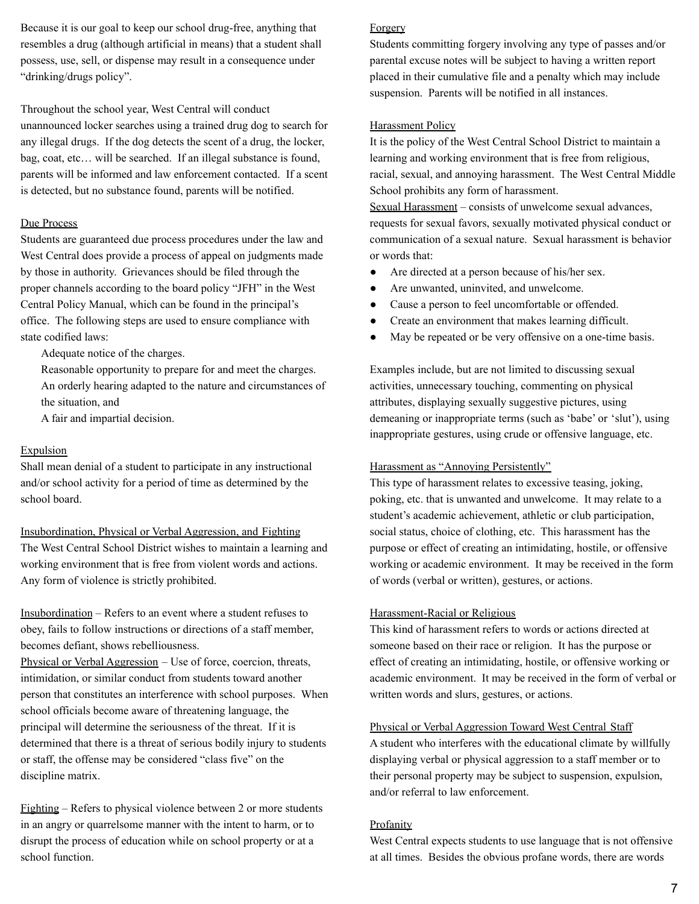Because it is our goal to keep our school drug-free, anything that resembles a drug (although artificial in means) that a student shall possess, use, sell, or dispense may result in a consequence under "drinking/drugs policy".

Throughout the school year, West Central will conduct unannounced locker searches using a trained drug dog to search for any illegal drugs. If the dog detects the scent of a drug, the locker, bag, coat, etc… will be searched. If an illegal substance is found, parents will be informed and law enforcement contacted. If a scent is detected, but no substance found, parents will be notified.

<u>Due Process</u>

Students are guaranteed due process procedures under the law and West Central does provide a process of appeal on judgments made by those in authority. Grievances should be filed through the proper channels according to the board policy "JFH" in the West Central Policy Manual, which can be found in the principal's office. The following steps are used to ensure compliance with state codified laws:

Adequate notice of the charges.
Reasonable opportunity to prepare for and meet the charges.
An orderly hearing adapted to the nature and circumstances of the situation, and
A fair and impartial decision.

<u>Expulsion</u>

Shall mean denial of a student to participate in any instructional and/or school activity for a period of time as determined by the school board.

<u>Insubordination, Physical or Verbal Aggression, and Fighting</u>

The West Central School District wishes to maintain a learning and working environment that is free from violent words and actions. Any form of violence is strictly prohibited.

<u>Insubordination</u> – Refers to an event where a student refuses to obey, fails to follow instructions or directions of a staff member, becomes defiant, shows rebelliousness.

<u>Physical or Verbal Aggression</u> – Use of force, coercion, threats, intimidation, or similar conduct from students toward another person that constitutes an interference with school purposes. When school officials become aware of threatening language, the principal will determine the seriousness of the threat. If it is determined that there is a threat of serious bodily injury to students or staff, the offense may be considered "class five" on the discipline matrix.

<u>Fighting</u> – Refers to physical violence between 2 or more students in an angry or quarrelsome manner with the intent to harm, or to disrupt the process of education while on school property or at a school function.

<u>Forgery</u>

Students committing forgery involving any type of passes and/or parental excuse notes will be subject to having a written report placed in their cumulative file and a penalty which may include suspension. Parents will be notified in all instances.

<u>Harassment Policy</u>

It is the policy of the West Central School District to maintain a learning and working environment that is free from religious, racial, sexual, and annoying harassment. The West Central Middle School prohibits any form of harassment.

<u>Sexual Harassment</u> – consists of unwelcome sexual advances, requests for sexual favors, sexually motivated physical conduct or communication of a sexual nature. Sexual harassment is behavior or words that:

- Are directed at a person because of his/her sex.
- Are unwanted, uninvited, and unwelcome.
- Cause a person to feel uncomfortable or offended.
- Create an environment that makes learning difficult.
- May be repeated or be very offensive on a one-time basis.

Examples include, but are not limited to discussing sexual activities, unnecessary touching, commenting on physical attributes, displaying sexually suggestive pictures, using demeaning or inappropriate terms (such as 'babe' or 'slut'), using inappropriate gestures, using crude or offensive language, etc.

<u>Harassment as "Annoying Persistently"</u>

This type of harassment relates to excessive teasing, joking, poking, etc. that is unwanted and unwelcome. It may relate to a student's academic achievement, athletic or club participation, social status, choice of clothing, etc. This harassment has the purpose or effect of creating an intimidating, hostile, or offensive working or academic environment. It may be received in the form of words (verbal or written), gestures, or actions.

<u>Harassment-Racial or Religious</u>

This kind of harassment refers to words or actions directed at someone based on their race or religion. It has the purpose or effect of creating an intimidating, hostile, or offensive working or academic environment. It may be received in the form of verbal or written words and slurs, gestures, or actions.

<u>Physical or Verbal Aggression Toward West Central Staff</u>

A student who interferes with the educational climate by willfully displaying verbal or physical aggression to a staff member or to their personal property may be subject to suspension, expulsion, and/or referral to law enforcement.

<u>Profanity</u>

West Central expects students to use language that is not offensive at all times. Besides the obvious profane words, there are words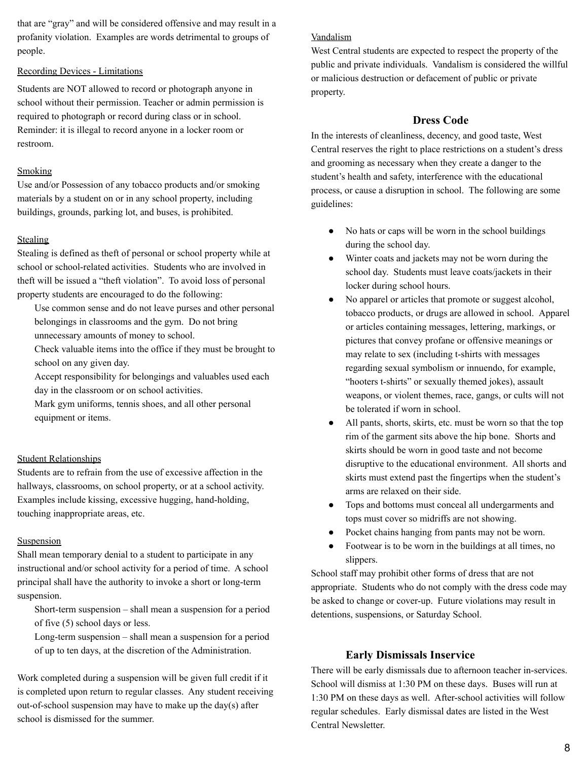that are "gray" and will be considered offensive and may result in a profanity violation. Examples are words detrimental to groups of people.

Recording Devices - Limitations

Students are NOT allowed to record or photograph anyone in school without their permission. Teacher or admin permission is required to photograph or record during class or in school. Reminder: it is illegal to record anyone in a locker room or restroom.

Smoking

Use and/or Possession of any tobacco products and/or smoking materials by a student on or in any school property, including buildings, grounds, parking lot, and buses, is prohibited.

Stealing

Stealing is defined as theft of personal or school property while at school or school-related activities. Students who are involved in theft will be issued a "theft violation". To avoid loss of personal property students are encouraged to do the following:

Use common sense and do not leave purses and other personal belongings in classrooms and the gym. Do not bring unnecessary amounts of money to school.

Check valuable items into the office if they must be brought to school on any given day.

Accept responsibility for belongings and valuables used each day in the classroom or on school activities.

Mark gym uniforms, tennis shoes, and all other personal equipment or items.

Student Relationships

Students are to refrain from the use of excessive affection in the hallways, classrooms, on school property, or at a school activity. Examples include kissing, excessive hugging, hand-holding, touching inappropriate areas, etc.

Suspension

Shall mean temporary denial to a student to participate in any instructional and/or school activity for a period of time. A school principal shall have the authority to invoke a short or long-term suspension.

Short-term suspension – shall mean a suspension for a period of five (5) school days or less.

Long-term suspension – shall mean a suspension for a period of up to ten days, at the discretion of the Administration.

Work completed during a suspension will be given full credit if it is completed upon return to regular classes. Any student receiving out-of-school suspension may have to make up the day(s) after school is dismissed for the summer.

Vandalism

West Central students are expected to respect the property of the public and private individuals. Vandalism is considered the willful or malicious destruction or defacement of public or private property.

## Dress Code

In the interests of cleanliness, decency, and good taste, West Central reserves the right to place restrictions on a student's dress and grooming as necessary when they create a danger to the student's health and safety, interference with the educational process, or cause a disruption in school. The following are some guidelines:

- No hats or caps will be worn in the school buildings during the school day.
- Winter coats and jackets may not be worn during the school day. Students must leave coats/jackets in their locker during school hours.
- No apparel or articles that promote or suggest alcohol, tobacco products, or drugs are allowed in school. Apparel or articles containing messages, lettering, markings, or pictures that convey profane or offensive meanings or may relate to sex (including t-shirts with messages regarding sexual symbolism or innuendo, for example, "hooters t-shirts" or sexually themed jokes), assault weapons, or violent themes, race, gangs, or cults will not be tolerated if worn in school.
- All pants, shorts, skirts, etc. must be worn so that the top rim of the garment sits above the hip bone. Shorts and skirts should be worn in good taste and not become disruptive to the educational environment. All shorts and skirts must extend past the fingertips when the student's arms are relaxed on their side.
- Tops and bottoms must conceal all undergarments and tops must cover so midriffs are not showing.
- Pocket chains hanging from pants may not be worn.
- Footwear is to be worn in the buildings at all times, no slippers.

School staff may prohibit other forms of dress that are not appropriate. Students who do not comply with the dress code may be asked to change or cover-up. Future violations may result in detentions, suspensions, or Saturday School.

## Early Dismissals Inservice

There will be early dismissals due to afternoon teacher in-services. School will dismiss at 1:30 PM on these days. Buses will run at 1:30 PM on these days as well. After-school activities will follow regular schedules. Early dismissal dates are listed in the West Central Newsletter.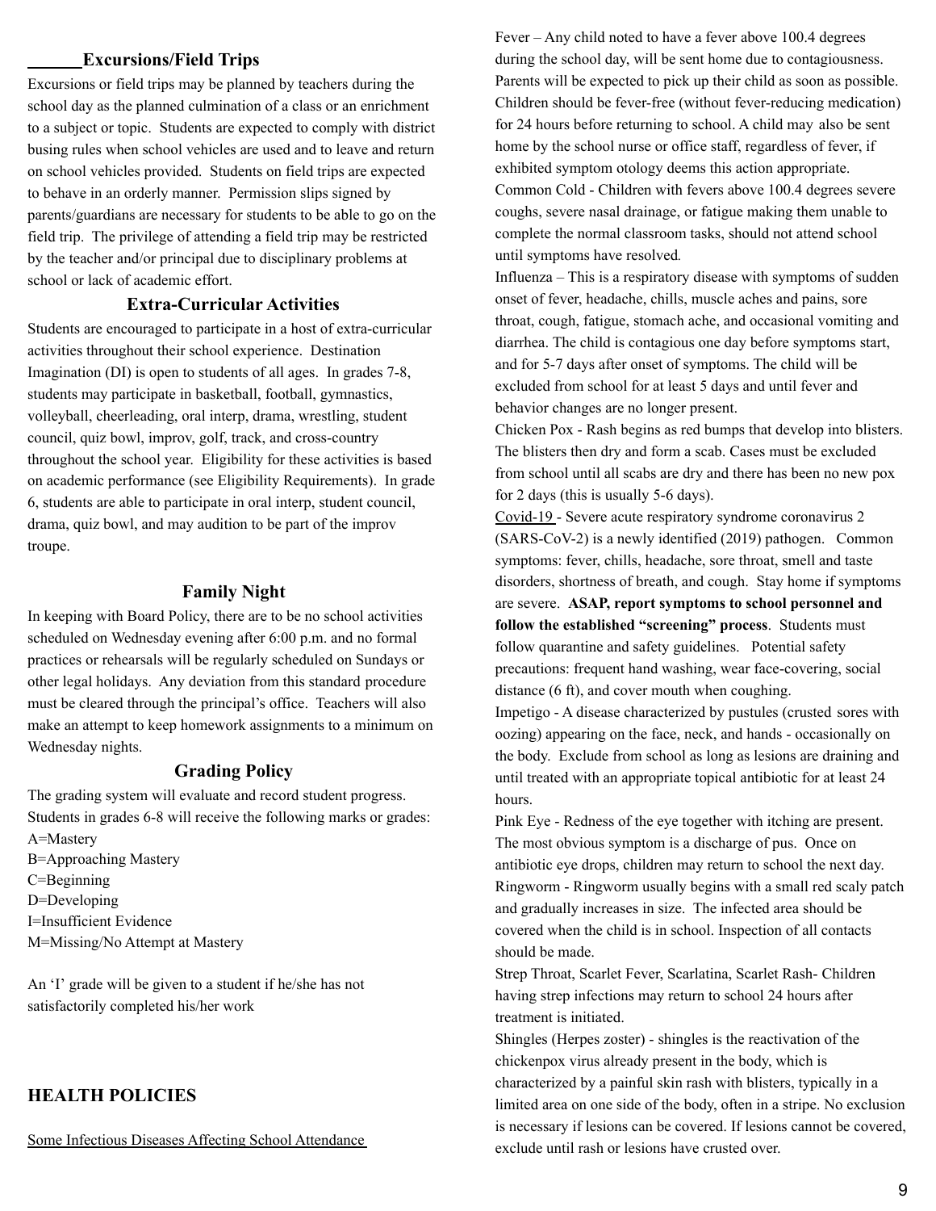## Excursions/Field Trips

Excursions or field trips may be planned by teachers during the school day as the planned culmination of a class or an enrichment to a subject or topic. Students are expected to comply with district busing rules when school vehicles are used and to leave and return on school vehicles provided. Students on field trips are expected to behave in an orderly manner. Permission slips signed by parents/guardians are necessary for students to be able to go on the field trip. The privilege of attending a field trip may be restricted by the teacher and/or principal due to disciplinary problems at school or lack of academic effort.

## Extra-Curricular Activities

Students are encouraged to participate in a host of extra-curricular activities throughout their school experience. Destination Imagination (DI) is open to students of all ages. In grades 7-8, students may participate in basketball, football, gymnastics, volleyball, cheerleading, oral interp, drama, wrestling, student council, quiz bowl, improv, golf, track, and cross-country throughout the school year. Eligibility for these activities is based on academic performance (see Eligibility Requirements). In grade 6, students are able to participate in oral interp, student council, drama, quiz bowl, and may audition to be part of the improv troupe.

## Family Night

In keeping with Board Policy, there are to be no school activities scheduled on Wednesday evening after 6:00 p.m. and no formal practices or rehearsals will be regularly scheduled on Sundays or other legal holidays. Any deviation from this standard procedure must be cleared through the principal's office. Teachers will also make an attempt to keep homework assignments to a minimum on Wednesday nights.

## Grading Policy

The grading system will evaluate and record student progress. Students in grades 6-8 will receive the following marks or grades:

A=Mastery
B=Approaching Mastery
C=Beginning
D=Developing
I=Insufficient Evidence
M=Missing/No Attempt at Mastery

An 'I' grade will be given to a student if he/she has not satisfactorily completed his/her work

## HEALTH POLICIES

Some Infectious Diseases Affecting School Attendance

Fever – Any child noted to have a fever above 100.4 degrees during the school day, will be sent home due to contagiousness. Parents will be expected to pick up their child as soon as possible. Children should be fever-free (without fever-reducing medication) for 24 hours before returning to school. A child may also be sent home by the school nurse or office staff, regardless of fever, if exhibited symptom otology deems this action appropriate.

Common Cold - Children with fevers above 100.4 degrees severe coughs, severe nasal drainage, or fatigue making them unable to complete the normal classroom tasks, should not attend school until symptoms have resolved.

Influenza – This is a respiratory disease with symptoms of sudden onset of fever, headache, chills, muscle aches and pains, sore throat, cough, fatigue, stomach ache, and occasional vomiting and diarrhea. The child is contagious one day before symptoms start, and for 5-7 days after onset of symptoms. The child will be excluded from school for at least 5 days and until fever and behavior changes are no longer present.

Chicken Pox - Rash begins as red bumps that develop into blisters. The blisters then dry and form a scab. Cases must be excluded from school until all scabs are dry and there has been no new pox for 2 days (this is usually 5-6 days).

Covid-19 - Severe acute respiratory syndrome coronavirus 2 (SARS-CoV-2) is a newly identified (2019) pathogen. Common symptoms: fever, chills, headache, sore throat, smell and taste disorders, shortness of breath, and cough. Stay home if symptoms are severe. **ASAP, report symptoms to school personnel and follow the established "screening" process**. Students must follow quarantine and safety guidelines. Potential safety precautions: frequent hand washing, wear face-covering, social distance (6 ft), and cover mouth when coughing.

Impetigo - A disease characterized by pustules (crusted sores with oozing) appearing on the face, neck, and hands - occasionally on the body. Exclude from school as long as lesions are draining and until treated with an appropriate topical antibiotic for at least 24 hours.

Pink Eye - Redness of the eye together with itching are present. The most obvious symptom is a discharge of pus. Once on antibiotic eye drops, children may return to school the next day.

Ringworm - Ringworm usually begins with a small red scaly patch and gradually increases in size. The infected area should be covered when the child is in school. Inspection of all contacts should be made.

Strep Throat, Scarlet Fever, Scarlatina, Scarlet Rash- Children having strep infections may return to school 24 hours after treatment is initiated.

Shingles (Herpes zoster) - shingles is the reactivation of the chickenpox virus already present in the body, which is characterized by a painful skin rash with blisters, typically in a limited area on one side of the body, often in a stripe. No exclusion is necessary if lesions can be covered. If lesions cannot be covered, exclude until rash or lesions have crusted over.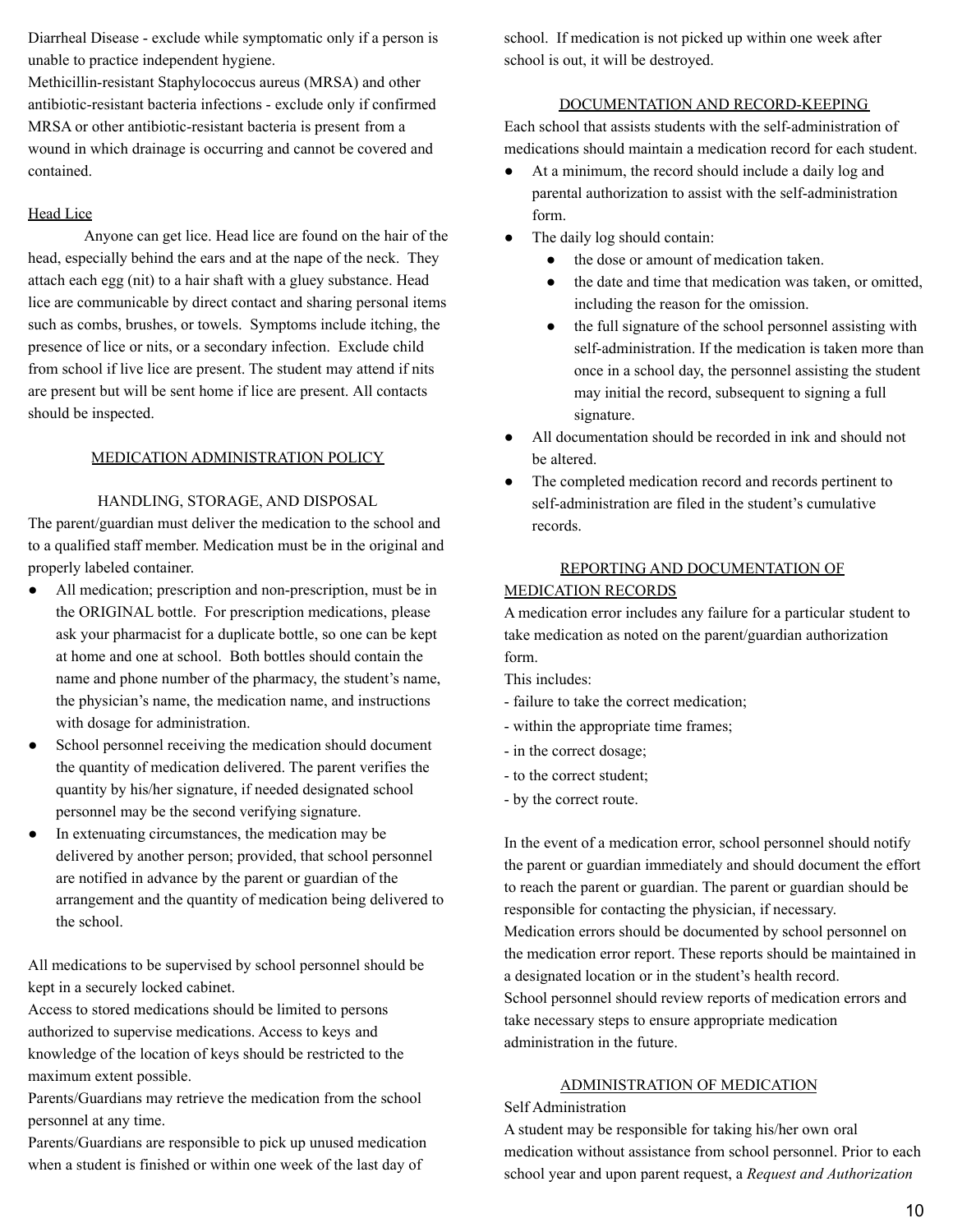Diarrheal Disease - exclude while symptomatic only if a person is unable to practice independent hygiene.

Methicillin-resistant Staphylococcus aureus (MRSA) and other antibiotic-resistant bacteria infections - exclude only if confirmed MRSA or other antibiotic-resistant bacteria is present from a wound in which drainage is occurring and cannot be covered and contained.

Head Lice

Anyone can get lice. Head lice are found on the hair of the head, especially behind the ears and at the nape of the neck. They attach each egg (nit) to a hair shaft with a gluey substance. Head lice are communicable by direct contact and sharing personal items such as combs, brushes, or towels. Symptoms include itching, the presence of lice or nits, or a secondary infection. Exclude child from school if live lice are present. The student may attend if nits are present but will be sent home if lice are present. All contacts should be inspected.

## MEDICATION ADMINISTRATION POLICY

### HANDLING, STORAGE, AND DISPOSAL

The parent/guardian must deliver the medication to the school and to a qualified staff member. Medication must be in the original and properly labeled container.

- All medication; prescription and non-prescription, must be in the ORIGINAL bottle. For prescription medications, please ask your pharmacist for a duplicate bottle, so one can be kept at home and one at school. Both bottles should contain the name and phone number of the pharmacy, the student's name, the physician's name, the medication name, and instructions with dosage for administration.
- School personnel receiving the medication should document the quantity of medication delivered. The parent verifies the quantity by his/her signature, if needed designated school personnel may be the second verifying signature.
- In extenuating circumstances, the medication may be delivered by another person; provided, that school personnel are notified in advance by the parent or guardian of the arrangement and the quantity of medication being delivered to the school.

All medications to be supervised by school personnel should be kept in a securely locked cabinet.

Access to stored medications should be limited to persons authorized to supervise medications. Access to keys and knowledge of the location of keys should be restricted to the maximum extent possible.

Parents/Guardians may retrieve the medication from the school personnel at any time.

Parents/Guardians are responsible to pick up unused medication when a student is finished or within one week of the last day of school. If medication is not picked up within one week after school is out, it will be destroyed.

### DOCUMENTATION AND RECORD-KEEPING

Each school that assists students with the self-administration of medications should maintain a medication record for each student.

- At a minimum, the record should include a daily log and parental authorization to assist with the self-administration form.
- The daily log should contain:
  - the dose or amount of medication taken.
  - the date and time that medication was taken, or omitted, including the reason for the omission.
  - the full signature of the school personnel assisting with self-administration. If the medication is taken more than once in a school day, the personnel assisting the student may initial the record, subsequent to signing a full signature.
- All documentation should be recorded in ink and should not be altered.
- The completed medication record and records pertinent to self-administration are filed in the student's cumulative records.

### REPORTING AND DOCUMENTATION OF MEDICATION RECORDS

A medication error includes any failure for a particular student to take medication as noted on the parent/guardian authorization form.

This includes:

- failure to take the correct medication;
- within the appropriate time frames;
- in the correct dosage;
- to the correct student;
- by the correct route.

In the event of a medication error, school personnel should notify the parent or guardian immediately and should document the effort to reach the parent or guardian. The parent or guardian should be responsible for contacting the physician, if necessary.

Medication errors should be documented by school personnel on the medication error report. These reports should be maintained in a designated location or in the student's health record.

School personnel should review reports of medication errors and take necessary steps to ensure appropriate medication administration in the future.

### ADMINISTRATION OF MEDICATION

Self Administration

A student may be responsible for taking his/her own oral medication without assistance from school personnel. Prior to each school year and upon parent request, a *Request and Authorization*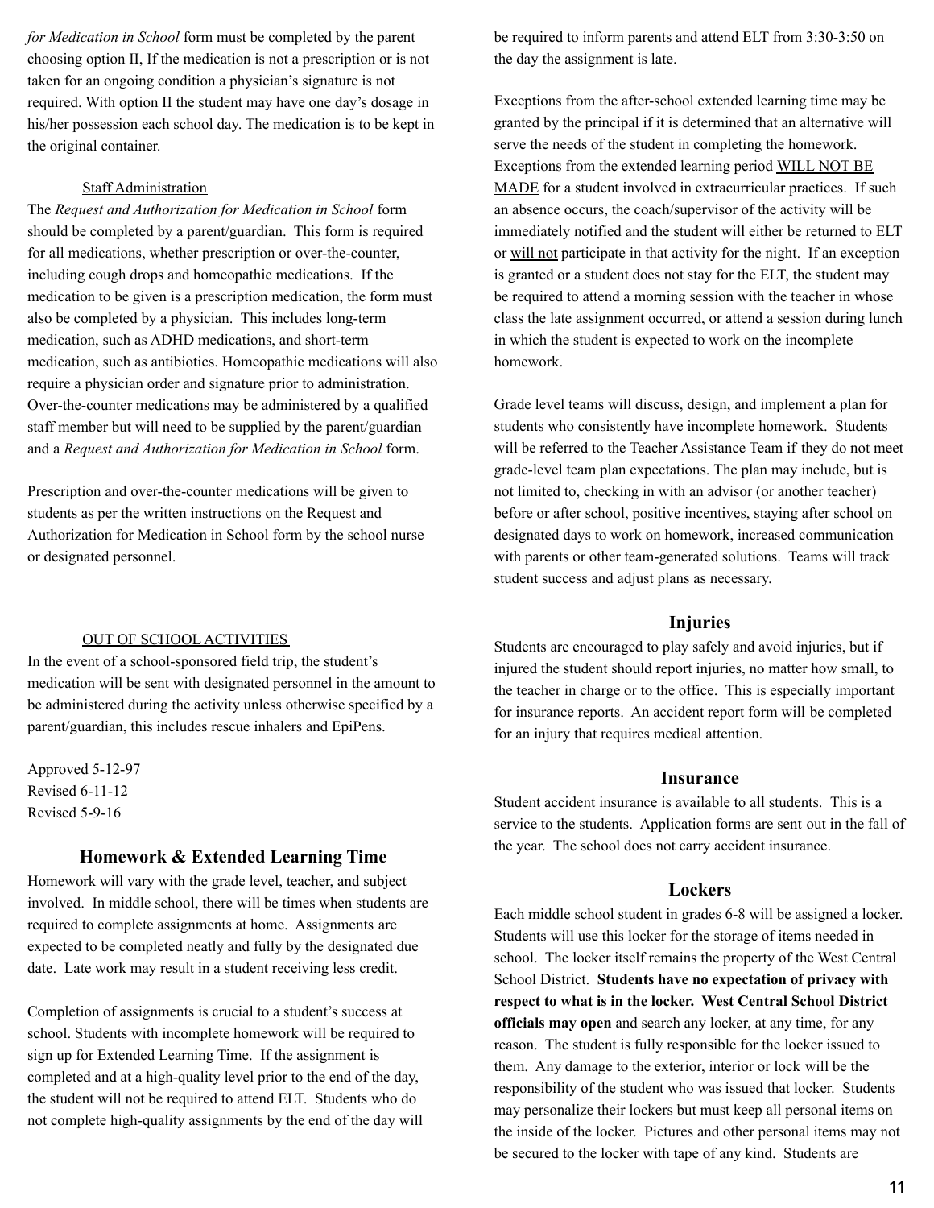*for Medication in School* form must be completed by the parent choosing option II, If the medication is not a prescription or is not taken for an ongoing condition a physician's signature is not required. With option II the student may have one day's dosage in his/her possession each school day. The medication is to be kept in the original container.

<u>Staff Administration</u>

The *Request and Authorization for Medication in School* form should be completed by a parent/guardian. This form is required for all medications, whether prescription or over-the-counter, including cough drops and homeopathic medications. If the medication to be given is a prescription medication, the form must also be completed by a physician. This includes long-term medication, such as ADHD medications, and short-term medication, such as antibiotics. Homeopathic medications will also require a physician order and signature prior to administration. Over-the-counter medications may be administered by a qualified staff member but will need to be supplied by the parent/guardian and a *Request and Authorization for Medication in School* form.

Prescription and over-the-counter medications will be given to students as per the written instructions on the Request and Authorization for Medication in School form by the school nurse or designated personnel.

<u>OUT OF SCHOOL ACTIVITIES</u>

In the event of a school-sponsored field trip, the student's medication will be sent with designated personnel in the amount to be administered during the activity unless otherwise specified by a parent/guardian, this includes rescue inhalers and EpiPens.

Approved 5-12-97
Revised 6-11-12
Revised 5-9-16

## Homework & Extended Learning Time

Homework will vary with the grade level, teacher, and subject involved. In middle school, there will be times when students are required to complete assignments at home. Assignments are expected to be completed neatly and fully by the designated due date. Late work may result in a student receiving less credit.

Completion of assignments is crucial to a student's success at school. Students with incomplete homework will be required to sign up for Extended Learning Time. If the assignment is completed and at a high-quality level prior to the end of the day, the student will not be required to attend ELT. Students who do not complete high-quality assignments by the end of the day will be required to inform parents and attend ELT from 3:30-3:50 on the day the assignment is late.

Exceptions from the after-school extended learning time may be granted by the principal if it is determined that an alternative will serve the needs of the student in completing the homework. Exceptions from the extended learning period <u>WILL NOT BE MADE</u> for a student involved in extracurricular practices. If such an absence occurs, the coach/supervisor of the activity will be immediately notified and the student will either be returned to ELT or <u>will not</u> participate in that activity for the night. If an exception is granted or a student does not stay for the ELT, the student may be required to attend a morning session with the teacher in whose class the late assignment occurred, or attend a session during lunch in which the student is expected to work on the incomplete homework.

Grade level teams will discuss, design, and implement a plan for students who consistently have incomplete homework. Students will be referred to the Teacher Assistance Team if they do not meet grade-level team plan expectations. The plan may include, but is not limited to, checking in with an advisor (or another teacher) before or after school, positive incentives, staying after school on designated days to work on homework, increased communication with parents or other team-generated solutions. Teams will track student success and adjust plans as necessary.

## Injuries

Students are encouraged to play safely and avoid injuries, but if injured the student should report injuries, no matter how small, to the teacher in charge or to the office. This is especially important for insurance reports. An accident report form will be completed for an injury that requires medical attention.

## Insurance

Student accident insurance is available to all students. This is a service to the students. Application forms are sent out in the fall of the year. The school does not carry accident insurance.

## Lockers

Each middle school student in grades 6-8 will be assigned a locker. Students will use this locker for the storage of items needed in school. The locker itself remains the property of the West Central School District. **Students have no expectation of privacy with respect to what is in the locker. West Central School District officials may open** and search any locker, at any time, for any reason. The student is fully responsible for the locker issued to them. Any damage to the exterior, interior or lock will be the responsibility of the student who was issued that locker. Students may personalize their lockers but must keep all personal items on the inside of the locker. Pictures and other personal items may not be secured to the locker with tape of any kind. Students are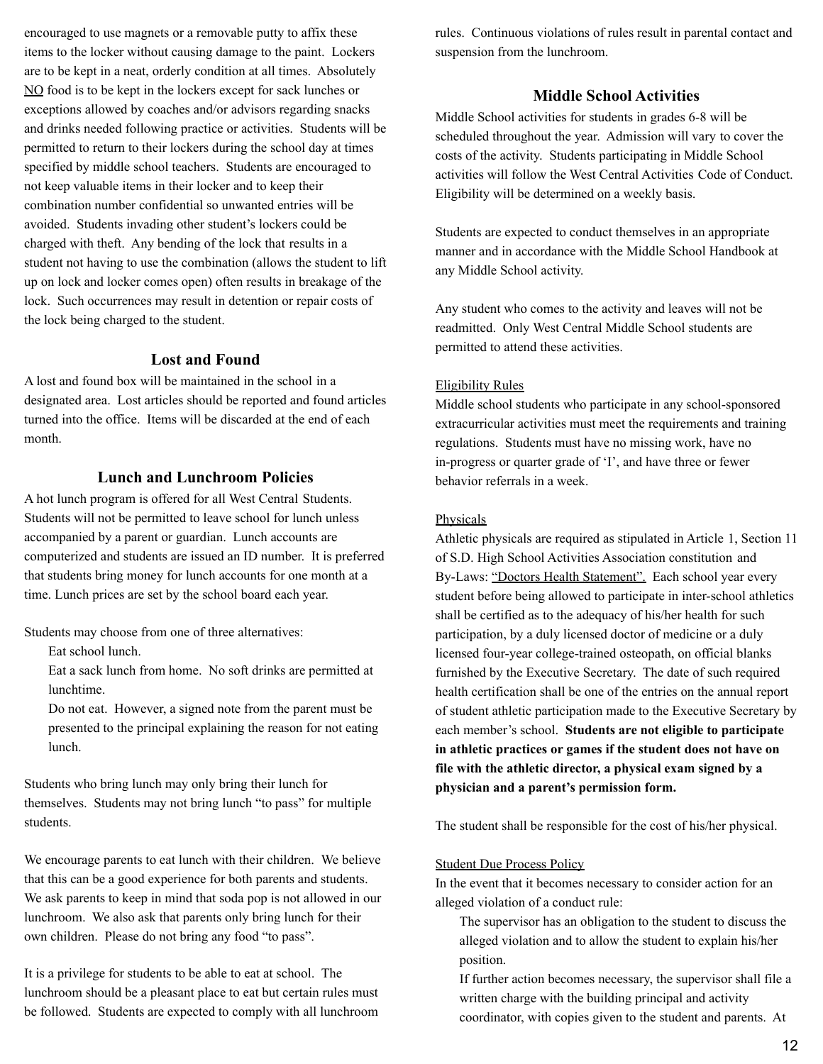encouraged to use magnets or a removable putty to affix these items to the locker without causing damage to the paint. Lockers are to be kept in a neat, orderly condition at all times. Absolutely NO food is to be kept in the lockers except for sack lunches or exceptions allowed by coaches and/or advisors regarding snacks and drinks needed following practice or activities. Students will be permitted to return to their lockers during the school day at times specified by middle school teachers. Students are encouraged to not keep valuable items in their locker and to keep their combination number confidential so unwanted entries will be avoided. Students invading other student's lockers could be charged with theft. Any bending of the lock that results in a student not having to use the combination (allows the student to lift up on lock and locker comes open) often results in breakage of the lock. Such occurrences may result in detention or repair costs of the lock being charged to the student.

## Lost and Found

A lost and found box will be maintained in the school in a designated area. Lost articles should be reported and found articles turned into the office. Items will be discarded at the end of each month.

## Lunch and Lunchroom Policies

A hot lunch program is offered for all West Central Students. Students will not be permitted to leave school for lunch unless accompanied by a parent or guardian. Lunch accounts are computerized and students are issued an ID number. It is preferred that students bring money for lunch accounts for one month at a time. Lunch prices are set by the school board each year.

Students may choose from one of three alternatives:

- Eat school lunch.
- Eat a sack lunch from home. No soft drinks are permitted at lunchtime.
- Do not eat. However, a signed note from the parent must be presented to the principal explaining the reason for not eating lunch.

Students who bring lunch may only bring their lunch for themselves. Students may not bring lunch "to pass" for multiple students.

We encourage parents to eat lunch with their children. We believe that this can be a good experience for both parents and students. We ask parents to keep in mind that soda pop is not allowed in our lunchroom. We also ask that parents only bring lunch for their own children. Please do not bring any food "to pass".

It is a privilege for students to be able to eat at school. The lunchroom should be a pleasant place to eat but certain rules must be followed. Students are expected to comply with all lunchroom rules. Continuous violations of rules result in parental contact and suspension from the lunchroom.

## Middle School Activities

Middle School activities for students in grades 6-8 will be scheduled throughout the year. Admission will vary to cover the costs of the activity. Students participating in Middle School activities will follow the West Central Activities Code of Conduct. Eligibility will be determined on a weekly basis.

Students are expected to conduct themselves in an appropriate manner and in accordance with the Middle School Handbook at any Middle School activity.

Any student who comes to the activity and leaves will not be readmitted. Only West Central Middle School students are permitted to attend these activities.

Eligibility Rules

Middle school students who participate in any school-sponsored extracurricular activities must meet the requirements and training regulations. Students must have no missing work, have no in-progress or quarter grade of 'I', and have three or fewer behavior referrals in a week.

Physicals

Athletic physicals are required as stipulated in Article 1, Section 11 of S.D. High School Activities Association constitution and By-Laws: "Doctors Health Statement". Each school year every student before being allowed to participate in inter-school athletics shall be certified as to the adequacy of his/her health for such participation, by a duly licensed doctor of medicine or a duly licensed four-year college-trained osteopath, on official blanks furnished by the Executive Secretary. The date of such required health certification shall be one of the entries on the annual report of student athletic participation made to the Executive Secretary by each member's school. **Students are not eligible to participate in athletic practices or games if the student does not have on file with the athletic director, a physical exam signed by a physician and a parent's permission form.**

The student shall be responsible for the cost of his/her physical.

Student Due Process Policy

In the event that it becomes necessary to consider action for an alleged violation of a conduct rule:

- The supervisor has an obligation to the student to discuss the alleged violation and to allow the student to explain his/her position.
- If further action becomes necessary, the supervisor shall file a written charge with the building principal and activity coordinator, with copies given to the student and parents. At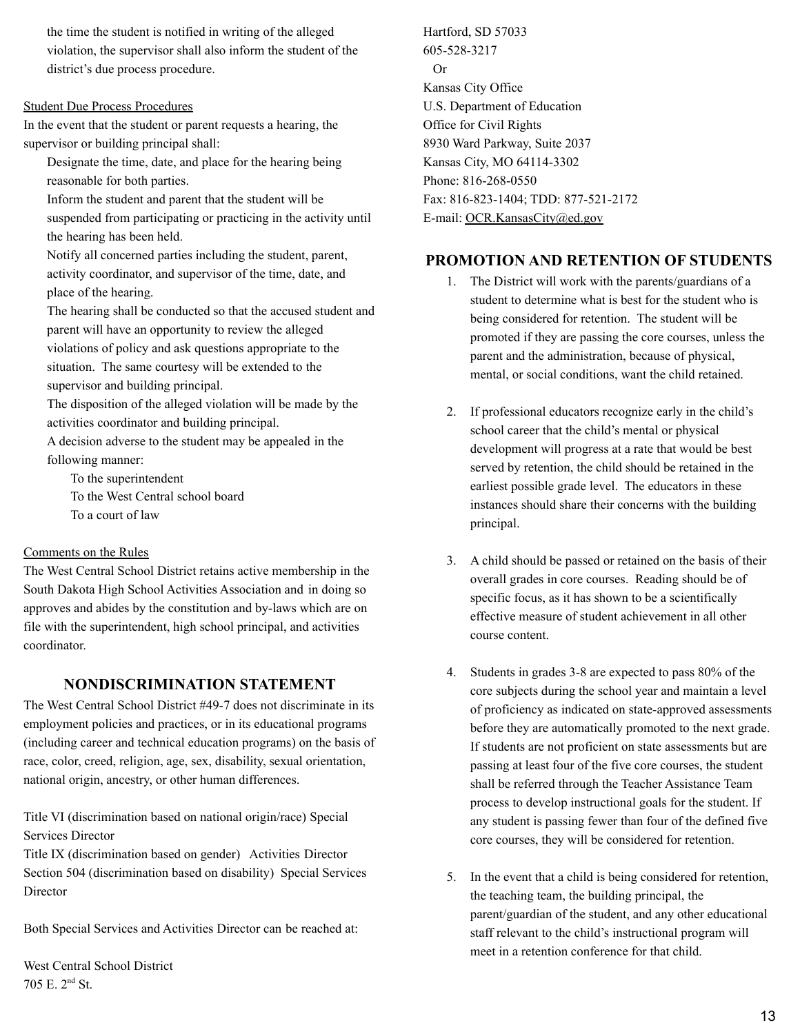the time the student is notified in writing of the alleged violation, the supervisor shall also inform the student of the district's due process procedure.

Student Due Process Procedures

In the event that the student or parent requests a hearing, the supervisor or building principal shall:

- Designate the time, date, and place for the hearing being reasonable for both parties.
- Inform the student and parent that the student will be suspended from participating or practicing in the activity until the hearing has been held.
- Notify all concerned parties including the student, parent, activity coordinator, and supervisor of the time, date, and place of the hearing.
- The hearing shall be conducted so that the accused student and parent will have an opportunity to review the alleged violations of policy and ask questions appropriate to the situation. The same courtesy will be extended to the supervisor and building principal.
- The disposition of the alleged violation will be made by the activities coordinator and building principal.
- A decision adverse to the student may be appealed in the following manner:
  - To the superintendent
  - To the West Central school board
  - To a court of law

Comments on the Rules

The West Central School District retains active membership in the South Dakota High School Activities Association and in doing so approves and abides by the constitution and by-laws which are on file with the superintendent, high school principal, and activities coordinator.

## NONDISCRIMINATION STATEMENT

The West Central School District #49-7 does not discriminate in its employment policies and practices, or in its educational programs (including career and technical education programs) on the basis of race, color, creed, religion, age, sex, disability, sexual orientation, national origin, ancestry, or other human differences.

Title VI (discrimination based on national origin/race) Special Services Director
Title IX (discrimination based on gender) Activities Director
Section 504 (discrimination based on disability) Special Services Director

Both Special Services and Activities Director can be reached at:

West Central School District
705 E. 2nd St.
Hartford, SD 57033
605-528-3217
Or
Kansas City Office
U.S. Department of Education
Office for Civil Rights
8930 Ward Parkway, Suite 2037
Kansas City, MO 64114-3302
Phone: 816-268-0550
Fax: 816-823-1404; TDD: 877-521-2172
E-mail: OCR.KansasCity@ed.gov

## PROMOTION AND RETENTION OF STUDENTS

1. The District will work with the parents/guardians of a student to determine what is best for the student who is being considered for retention. The student will be promoted if they are passing the core courses, unless the parent and the administration, because of physical, mental, or social conditions, want the child retained.

2. If professional educators recognize early in the child's school career that the child's mental or physical development will progress at a rate that would be best served by retention, the child should be retained in the earliest possible grade level. The educators in these instances should share their concerns with the building principal.

3. A child should be passed or retained on the basis of their overall grades in core courses. Reading should be of specific focus, as it has shown to be a scientifically effective measure of student achievement in all other course content.

4. Students in grades 3-8 are expected to pass 80% of the core subjects during the school year and maintain a level of proficiency as indicated on state-approved assessments before they are automatically promoted to the next grade. If students are not proficient on state assessments but are passing at least four of the five core courses, the student shall be referred through the Teacher Assistance Team process to develop instructional goals for the student. If any student is passing fewer than four of the defined five core courses, they will be considered for retention.

5. In the event that a child is being considered for retention, the teaching team, the building principal, the parent/guardian of the student, and any other educational staff relevant to the child's instructional program will meet in a retention conference for that child.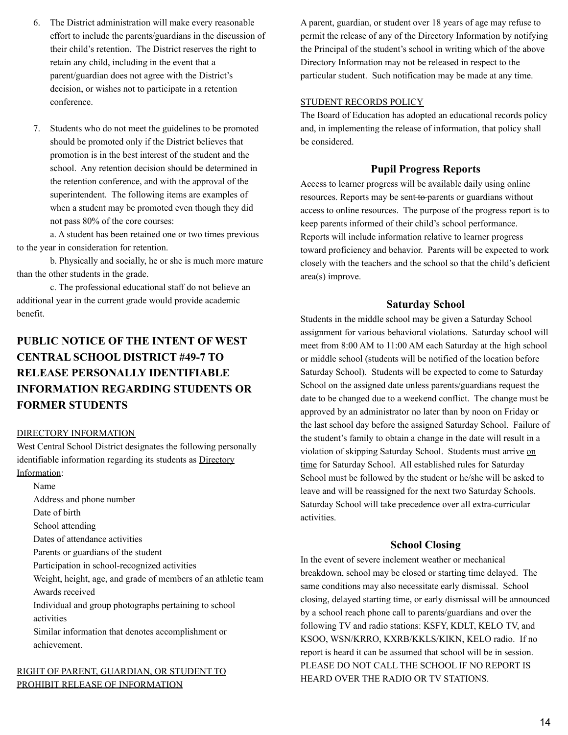6. The District administration will make every reasonable effort to include the parents/guardians in the discussion of their child's retention. The District reserves the right to retain any child, including in the event that a parent/guardian does not agree with the District's decision, or wishes not to participate in a retention conference.

7. Students who do not meet the guidelines to be promoted should be promoted only if the District believes that promotion is in the best interest of the student and the school. Any retention decision should be determined in the retention conference, and with the approval of the superintendent. The following items are examples of when a student may be promoted even though they did not pass 80% of the core courses:

   a. A student has been retained one or two times previous to the year in consideration for retention.

   b. Physically and socially, he or she is much more mature than the other students in the grade.

   c. The professional educational staff do not believe an additional year in the current grade would provide academic benefit.

## PUBLIC NOTICE OF THE INTENT OF WEST CENTRAL SCHOOL DISTRICT #49-7 TO RELEASE PERSONALLY IDENTIFIABLE INFORMATION REGARDING STUDENTS OR FORMER STUDENTS

DIRECTORY INFORMATION

West Central School District designates the following personally identifiable information regarding its students as Directory Information:

- Name
- Address and phone number
- Date of birth
- School attending
- Dates of attendance activities
- Parents or guardians of the student
- Participation in school-recognized activities
- Weight, height, age, and grade of members of an athletic team
- Awards received
- Individual and group photographs pertaining to school activities
- Similar information that denotes accomplishment or achievement.

RIGHT OF PARENT, GUARDIAN, OR STUDENT TO PROHIBIT RELEASE OF INFORMATION

A parent, guardian, or student over 18 years of age may refuse to permit the release of any of the Directory Information by notifying the Principal of the student's school in writing which of the above Directory Information may not be released in respect to the particular student. Such notification may be made at any time.

STUDENT RECORDS POLICY

The Board of Education has adopted an educational records policy and, in implementing the release of information, that policy shall be considered.

### Pupil Progress Reports

Access to learner progress will be available daily using online resources. Reports may be sent ~~to~~ parents or guardians without access to online resources. The purpose of the progress report is to keep parents informed of their child's school performance. Reports will include information relative to learner progress toward proficiency and behavior. Parents will be expected to work closely with the teachers and the school so that the child's deficient area(s) improve.

### Saturday School

Students in the middle school may be given a Saturday School assignment for various behavioral violations. Saturday school will meet from 8:00 AM to 11:00 AM each Saturday at the high school or middle school (students will be notified of the location before Saturday School). Students will be expected to come to Saturday School on the assigned date unless parents/guardians request the date to be changed due to a weekend conflict. The change must be approved by an administrator no later than by noon on Friday or the last school day before the assigned Saturday School. Failure of the student's family to obtain a change in the date will result in a violation of skipping Saturday School. Students must arrive on time for Saturday School. All established rules for Saturday School must be followed by the student or he/she will be asked to leave and will be reassigned for the next two Saturday Schools. Saturday School will take precedence over all extra-curricular activities.

### School Closing

In the event of severe inclement weather or mechanical breakdown, school may be closed or starting time delayed. The same conditions may also necessitate early dismissal. School closing, delayed starting time, or early dismissal will be announced by a school reach phone call to parents/guardians and over the following TV and radio stations: KSFY, KDLT, KELO TV, and KSOO, WSN/KRRO, KXRB/KKLS/KIKN, KELO radio. If no report is heard it can be assumed that school will be in session. PLEASE DO NOT CALL THE SCHOOL IF NO REPORT IS HEARD OVER THE RADIO OR TV STATIONS.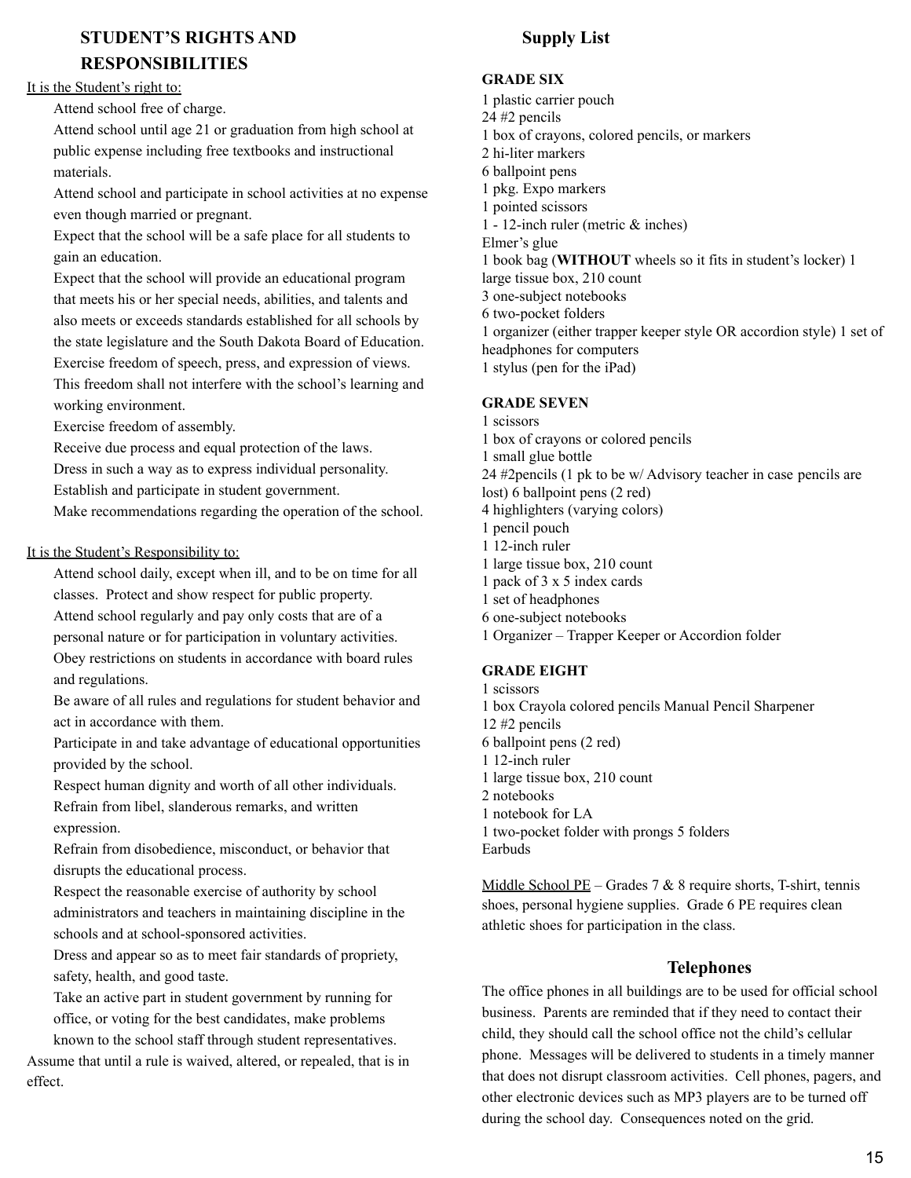## STUDENT'S RIGHTS AND RESPONSIBILITIES

It is the Student's right to:

- Attend school free of charge.
- Attend school until age 21 or graduation from high school at public expense including free textbooks and instructional materials.
- Attend school and participate in school activities at no expense even though married or pregnant.
- Expect that the school will be a safe place for all students to gain an education.
- Expect that the school will provide an educational program that meets his or her special needs, abilities, and talents and also meets or exceeds standards established for all schools by the state legislature and the South Dakota Board of Education.
- Exercise freedom of speech, press, and expression of views. This freedom shall not interfere with the school's learning and working environment.
- Exercise freedom of assembly.
- Receive due process and equal protection of the laws.
- Dress in such a way as to express individual personality.
- Establish and participate in student government.
- Make recommendations regarding the operation of the school.

It is the Student's Responsibility to:

- Attend school daily, except when ill, and to be on time for all classes. Protect and show respect for public property.
- Attend school regularly and pay only costs that are of a personal nature or for participation in voluntary activities.
- Obey restrictions on students in accordance with board rules and regulations.
- Be aware of all rules and regulations for student behavior and act in accordance with them.
- Participate in and take advantage of educational opportunities provided by the school.
- Respect human dignity and worth of all other individuals.
- Refrain from libel, slanderous remarks, and written expression.
- Refrain from disobedience, misconduct, or behavior that disrupts the educational process.
- Respect the reasonable exercise of authority by school administrators and teachers in maintaining discipline in the schools and at school-sponsored activities.
- Dress and appear so as to meet fair standards of propriety, safety, health, and good taste.
- Take an active part in student government by running for office, or voting for the best candidates, make problems known to the school staff through student representatives.

Assume that until a rule is waived, altered, or repealed, that is in effect.

## Supply List

**GRADE SIX**

1 plastic carrier pouch
24 #2 pencils
1 box of crayons, colored pencils, or markers
2 hi-liter markers
6 ballpoint pens
1 pkg. Expo markers
1 pointed scissors
1 - 12-inch ruler (metric & inches)
Elmer's glue
1 book bag (**WITHOUT** wheels so it fits in student's locker) 1 large tissue box, 210 count
3 one-subject notebooks
6 two-pocket folders
1 organizer (either trapper keeper style OR accordion style) 1 set of headphones for computers
1 stylus (pen for the iPad)

**GRADE SEVEN**

1 scissors
1 box of crayons or colored pencils
1 small glue bottle
24 #2pencils (1 pk to be w/ Advisory teacher in case pencils are lost) 6 ballpoint pens (2 red)
4 highlighters (varying colors)
1 pencil pouch
1 12-inch ruler
1 large tissue box, 210 count
1 pack of 3 x 5 index cards
1 set of headphones
6 one-subject notebooks
1 Organizer – Trapper Keeper or Accordion folder

**GRADE EIGHT**

1 scissors
1 box Crayola colored pencils Manual Pencil Sharpener
12 #2 pencils
6 ballpoint pens (2 red)
1 12-inch ruler
1 large tissue box, 210 count
2 notebooks
1 notebook for LA
1 two-pocket folder with prongs 5 folders
Earbuds

Middle School PE – Grades 7 & 8 require shorts, T-shirt, tennis shoes, personal hygiene supplies. Grade 6 PE requires clean athletic shoes for participation in the class.

## Telephones

The office phones in all buildings are to be used for official school business. Parents are reminded that if they need to contact their child, they should call the school office not the child's cellular phone. Messages will be delivered to students in a timely manner that does not disrupt classroom activities. Cell phones, pagers, and other electronic devices such as MP3 players are to be turned off during the school day. Consequences noted on the grid.